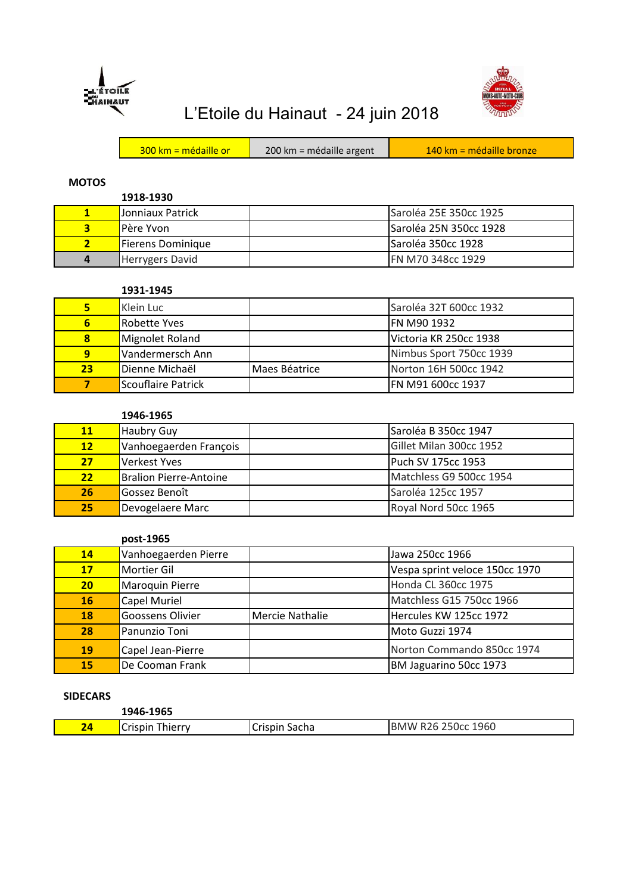# L'Etoile du Hainaut - 24 juin 2018

| 300 km = médaille or | 200 km = médaille argent | 140 km = médaille bronze |
|---|---|---|

## MOTOS

### 1918-1930

| N° | Pilote | Passager | Véhicule |
|---|---|---|---|
| 1 | Jonniaux Patrick | | Saroléa 25E 350cc 1925 |
| 3 | Père Yvon | | Saroléa 25N 350cc 1928 |
| 2 | Fierens Dominique | | Saroléa 350cc 1928 |
| 4 | Herrygers David | | FN M70 348cc 1929 |

### 1931-1945

| N° | Pilote | Passager | Véhicule |
|---|---|---|---|
| 5 | Klein Luc | | Saroléa 32T 600cc 1932 |
| 6 | Robette Yves | | FN M90 1932 |
| 8 | Mignolet Roland | | Victoria KR 250cc 1938 |
| 9 | Vandermersch Ann | | Nimbus Sport 750cc 1939 |
| 23 | Dienne Michaël | Maes Béatrice | Norton 16H 500cc 1942 |
| 7 | Scouflaire Patrick | | FN M91 600cc 1937 |

### 1946-1965

| N° | Pilote | Passager | Véhicule |
|---|---|---|---|
| 11 | Haubry Guy | | Saroléa B 350cc 1947 |
| 12 | Vanhoegaerden François | | Gillet Milan 300cc 1952 |
| 27 | Verkest Yves | | Puch SV 175cc 1953 |
| 22 | Bralion Pierre-Antoine | | Matchless G9 500cc 1954 |
| 26 | Gossez Benoît | | Saroléa 125cc 1957 |
| 25 | Devogelaere Marc | | Royal Nord 50cc 1965 |

### post-1965

| N° | Pilote | Passager | Véhicule |
|---|---|---|---|
| 14 | Vanhoegaerden Pierre | | Jawa 250cc 1966 |
| 17 | Mortier Gil | | Vespa sprint veloce 150cc 1970 |
| 20 | Maroquin Pierre | | Honda CL 360cc 1975 |
| 16 | Capel Muriel | | Matchless G15 750cc 1966 |
| 18 | Goossens Olivier | Mercie Nathalie | Hercules KW 125cc 1972 |
| 28 | Panunzio Toni | | Moto Guzzi 1974 |
| 19 | Capel Jean-Pierre | | Norton Commando 850cc 1974 |
| 15 | De Cooman Frank | | BM Jaguarino 50cc 1973 |

## SIDECARS

### 1946-1965

| N° | Pilote | Passager | Véhicule |
|---|---|---|---|
| 24 | Crispin Thierry | Crispin Sacha | BMW R26 250cc 1960 |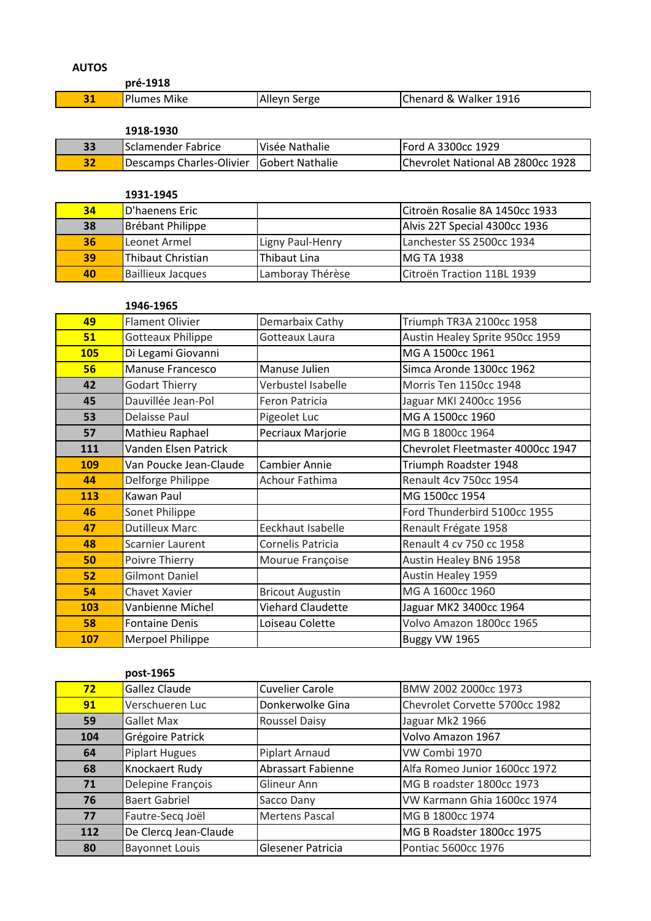**AUTOS**

**pré-1918**

| | | | |
|---|---|---|---|
| **31** | Plumes Mike | Alleyn Serge | Chenard & Walker 1916 |

**1918-1930**

| | | | |
|---|---|---|---|
| **33** | Sclamender Fabrice | Visée Nathalie | Ford A 3300cc 1929 |
| **32** | Descamps Charles-Olivier | Gobert Nathalie | Chevrolet National AB 2800cc 1928 |

**1931-1945**

| | | | |
|---|---|---|---|
| **34** | D'haenens Eric | | Citroën Rosalie 8A 1450cc 1933 |
| **38** | Brébant Philippe | | Alvis 22T Special 4300cc 1936 |
| **36** | Leonet Armel | Ligny Paul-Henry | Lanchester SS 2500cc 1934 |
| **39** | Thibaut Christian | Thibaut Lina | MG TA 1938 |
| **40** | Baillieux Jacques | Lamboray Thérèse | Citroën Traction 11BL 1939 |

**1946-1965**

| | | | |
|---|---|---|---|
| **49** | Flament Olivier | Demarbaix Cathy | Triumph TR3A 2100cc 1958 |
| **51** | Gotteaux Philippe | Gotteaux Laura | Austin Healey Sprite 950cc 1959 |
| **105** | Di Legami Giovanni | | MG A 1500cc 1961 |
| **56** | Manuse Francesco | Manuse Julien | Simca Aronde 1300cc 1962 |
| **42** | Godart Thierry | Verbustel Isabelle | Morris Ten 1150cc 1948 |
| **45** | Dauvillée Jean-Pol | Feron Patricia | Jaguar MKI 2400cc 1956 |
| **53** | Delaisse Paul | Pigeolet Luc | MG A 1500cc 1960 |
| **57** | Mathieu Raphael | Pecriaux Marjorie | MG B 1800cc 1964 |
| **111** | Vanden Elsen Patrick | | Chevrolet Fleetmaster 4000cc 1947 |
| **109** | Van Poucke Jean-Claude | Cambier Annie | Triumph Roadster 1948 |
| **44** | Delforge Philippe | Achour Fathima | Renault 4cv 750cc 1954 |
| **113** | Kawan Paul | | MG 1500cc 1954 |
| **46** | Sonet Philippe | | Ford Thunderbird 5100cc 1955 |
| **47** | Dutilleux Marc | Eeckhaut Isabelle | Renault Frégate 1958 |
| **48** | Scarnier Laurent | Cornelis Patricia | Renault 4 cv 750 cc 1958 |
| **50** | Poivre Thierry | Mourue Françoise | Austin Healey BN6 1958 |
| **52** | Gilmont Daniel | | Austin Healey 1959 |
| **54** | Chavet Xavier | Bricout Augustin | MG A 1600cc 1960 |
| **103** | Vanbienne Michel | Viehard Claudette | Jaguar MK2 3400cc 1964 |
| **58** | Fontaine Denis | Loiseau Colette | Volvo Amazon 1800cc 1965 |
| **107** | Merpoel Philippe | | Buggy VW 1965 |

**post-1965**

| | | | |
|---|---|---|---|
| **72** | Gallez Claude | Cuvelier Carole | BMW 2002 2000cc 1973 |
| **91** | Verschueren Luc | Donkerwolke Gina | Chevrolet Corvette 5700cc 1982 |
| **59** | Gallet Max | Roussel Daisy | Jaguar Mk2 1966 |
| **104** | Grégoire Patrick | | Volvo Amazon 1967 |
| **64** | Piplart Hugues | Piplart Arnaud | VW Combi 1970 |
| **68** | Knockaert Rudy | Abrassart Fabienne | Alfa Romeo Junior 1600cc 1972 |
| **71** | Delepine François | Glineur Ann | MG B roadster 1800cc 1973 |
| **76** | Baert Gabriel | Sacco Dany | VW Karmann Ghia 1600cc 1974 |
| **77** | Fautre-Secq Joël | Mertens Pascal | MG B 1800cc 1974 |
| **112** | De Clercq Jean-Claude | | MG B Roadster 1800cc 1975 |
| **80** | Bayonnet Louis | Glesener Patricia | Pontiac 5600cc 1976 |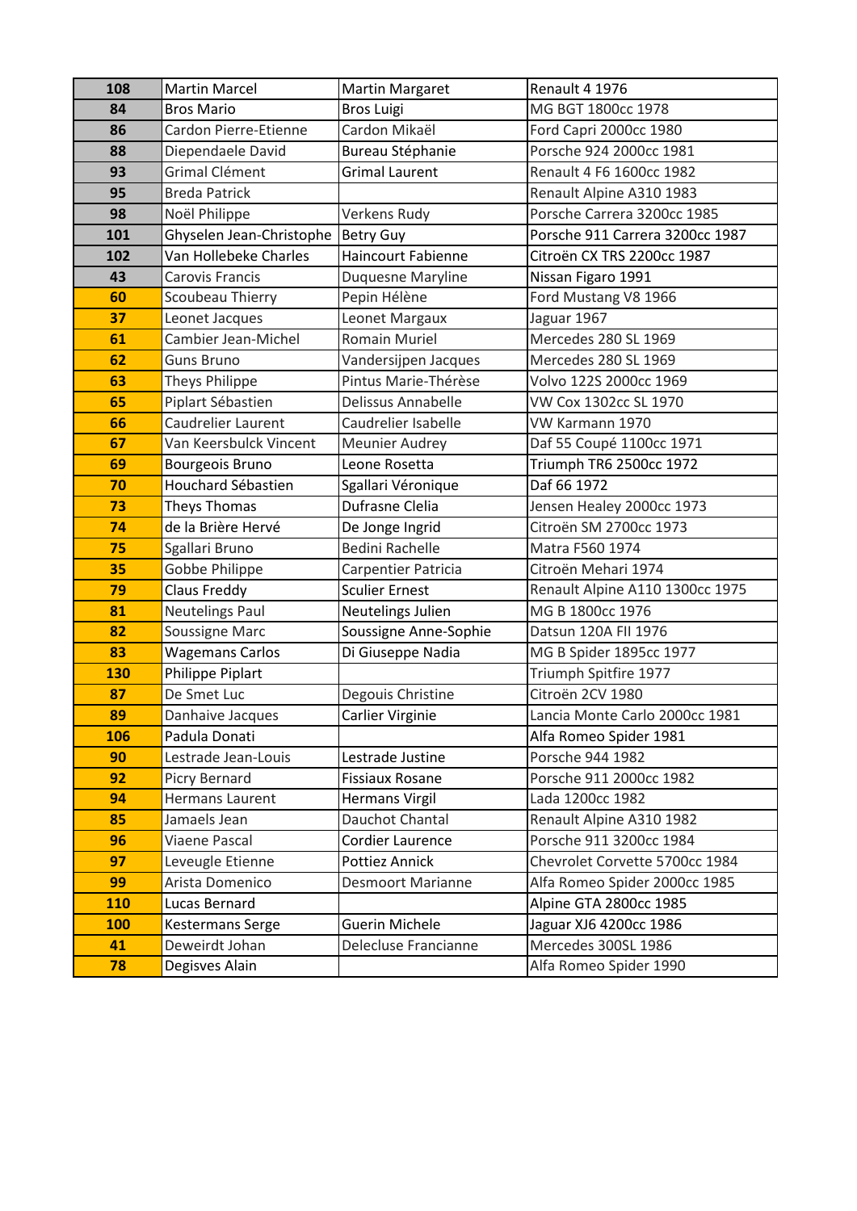| | | | |
|---|---|---|---|
| **108** | Martin Marcel | Martin Margaret | Renault 4 1976 |
| **84** | Bros Mario | Bros Luigi | MG BGT 1800cc 1978 |
| **86** | Cardon Pierre-Etienne | Cardon Mikaël | Ford Capri 2000cc 1980 |
| **88** | Diependaele David | Bureau Stéphanie | Porsche 924 2000cc 1981 |
| **93** | Grimal Clément | Grimal Laurent | Renault 4 F6 1600cc 1982 |
| **95** | Breda Patrick | | Renault Alpine A310 1983 |
| **98** | Noël Philippe | Verkens Rudy | Porsche Carrera 3200cc 1985 |
| **101** | Ghyselen Jean-Christophe | Betry Guy | Porsche 911 Carrera 3200cc 1987 |
| **102** | Van Hollebeke Charles | Haincourt Fabienne | Citroën CX TRS 2200cc 1987 |
| **43** | Carovis Francis | Duquesne Maryline | Nissan Figaro 1991 |
| **60** | Scoubeau Thierry | Pepin Hélène | Ford Mustang V8 1966 |
| **37** | Leonet Jacques | Leonet Margaux | Jaguar 1967 |
| **61** | Cambier Jean-Michel | Romain Muriel | Mercedes 280 SL 1969 |
| **62** | Guns Bruno | Vandersijpen Jacques | Mercedes 280 SL 1969 |
| **63** | Theys Philippe | Pintus Marie-Thérèse | Volvo 122S 2000cc 1969 |
| **65** | Piplart Sébastien | Delissus Annabelle | VW Cox 1302cc SL 1970 |
| **66** | Caudrelier Laurent | Caudrelier Isabelle | VW Karmann 1970 |
| **67** | Van Keersbulck Vincent | Meunier Audrey | Daf 55 Coupé 1100cc 1971 |
| **69** | Bourgeois Bruno | Leone Rosetta | Triumph TR6 2500cc 1972 |
| **70** | Houchard Sébastien | Sgallari Véronique | Daf 66 1972 |
| **73** | Theys Thomas | Dufrasne Clelia | Jensen Healey 2000cc 1973 |
| **74** | de la Brière Hervé | De Jonge Ingrid | Citroën SM 2700cc 1973 |
| **75** | Sgallari Bruno | Bedini Rachelle | Matra F560 1974 |
| **35** | Gobbe Philippe | Carpentier Patricia | Citroën Mehari 1974 |
| **79** | Claus Freddy | Sculier Ernest | Renault Alpine A110 1300cc 1975 |
| **81** | Neutelings Paul | Neutelings Julien | MG B 1800cc 1976 |
| **82** | Soussigne Marc | Soussigne Anne-Sophie | Datsun 120A FII 1976 |
| **83** | Wagemans Carlos | Di Giuseppe Nadia | MG B Spider 1895cc 1977 |
| **130** | Philippe Piplart | | Triumph Spitfire 1977 |
| **87** | De Smet Luc | Degouis Christine | Citroën 2CV 1980 |
| **89** | Danhaive Jacques | Carlier Virginie | Lancia Monte Carlo 2000cc 1981 |
| **106** | Padula Donati | | Alfa Romeo Spider 1981 |
| **90** | Lestrade Jean-Louis | Lestrade Justine | Porsche 944 1982 |
| **92** | Picry Bernard | Fissiaux Rosane | Porsche 911 2000cc 1982 |
| **94** | Hermans Laurent | Hermans Virgil | Lada 1200cc 1982 |
| **85** | Jamaels Jean | Dauchot Chantal | Renault Alpine A310 1982 |
| **96** | Viaene Pascal | Cordier Laurence | Porsche 911 3200cc 1984 |
| **97** | Leveugle Etienne | Pottiez Annick | Chevrolet Corvette 5700cc 1984 |
| **99** | Arista Domenico | Desmoort Marianne | Alfa Romeo Spider 2000cc 1985 |
| **110** | Lucas Bernard | | Alpine GTA 2800cc 1985 |
| **100** | Kestermans Serge | Guerin Michele | Jaguar XJ6 4200cc 1986 |
| **41** | Deweirdt Johan | Delecluse Francianne | Mercedes 300SL 1986 |
| **78** | Degisves Alain | | Alfa Romeo Spider 1990 |